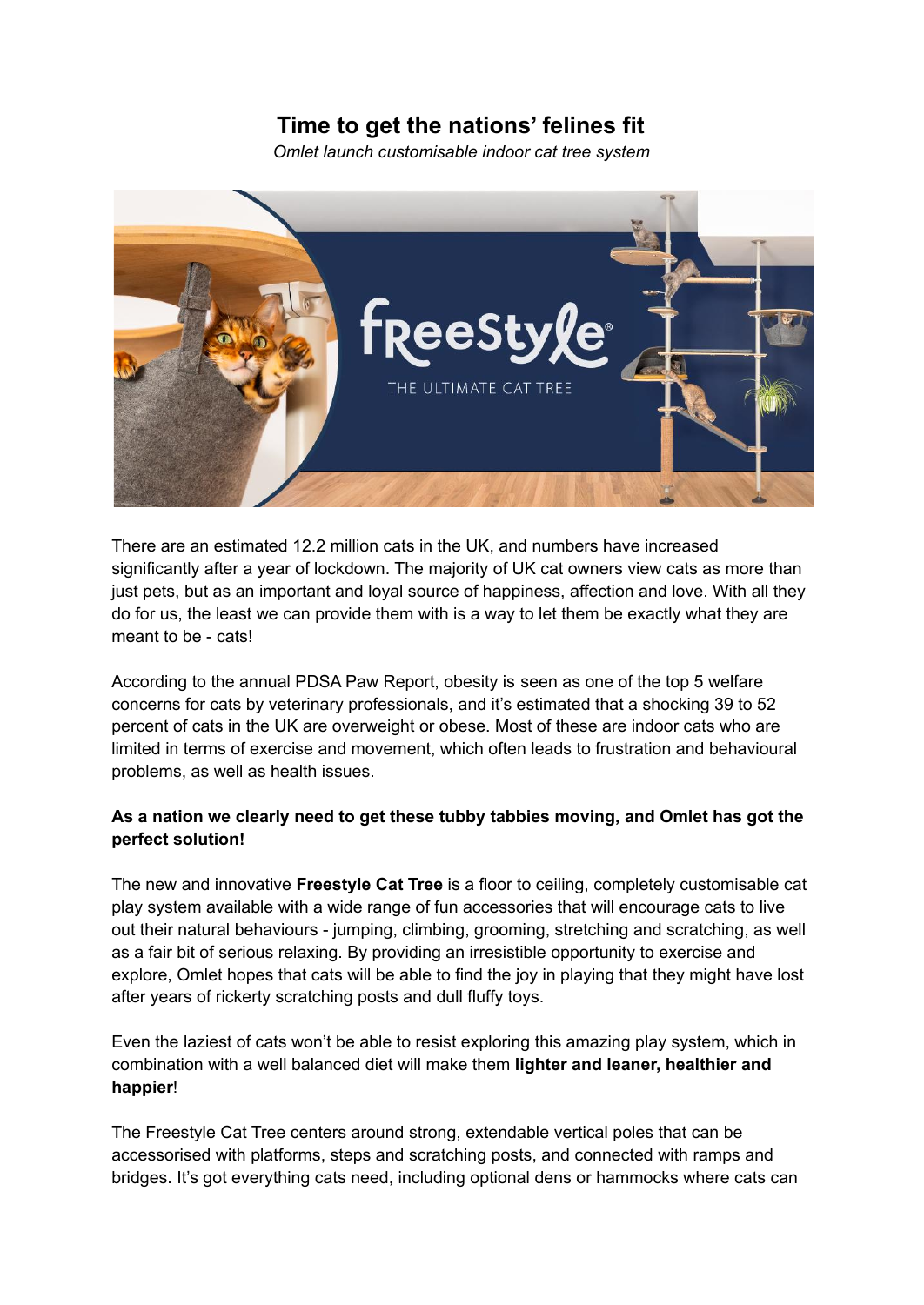# Time to get the nations' felines fit

*Omlet launch customisable indoor cat tree system*

There are an estimated 12.2 million cats in the UK, and numbers have increased significantly after a year of lockdown. The majority of UK cat owners view cats as more than just pets, but as an important and loyal source of happiness, affection and love. With all they do for us, the least we can provide them with is a way to let them be exactly what they are meant to be - cats!

According to the annual PDSA Paw Report, obesity is seen as one of the top 5 welfare concerns for cats by veterinary professionals, and it's estimated that a shocking 39 to 52 percent of cats in the UK are overweight or obese. Most of these are indoor cats who are limited in terms of exercise and movement, which often leads to frustration and behavioural problems, as well as health issues.

**As a nation we clearly need to get these tubby tabbies moving, and Omlet has got the perfect solution!**

The new and innovative **Freestyle Cat Tree** is a floor to ceiling, completely customisable cat play system available with a wide range of fun accessories that will encourage cats to live out their natural behaviours - jumping, climbing, grooming, stretching and scratching, as well as a fair bit of serious relaxing. By providing an irresistible opportunity to exercise and explore, Omlet hopes that cats will be able to find the joy in playing that they might have lost after years of rickerty scratching posts and dull fluffy toys.

Even the laziest of cats won't be able to resist exploring this amazing play system, which in combination with a well balanced diet will make them **lighter and leaner, healthier and happier**!

The Freestyle Cat Tree centers around strong, extendable vertical poles that can be accessorised with platforms, steps and scratching posts, and connected with ramps and bridges. It's got everything cats need, including optional dens or hammocks where cats can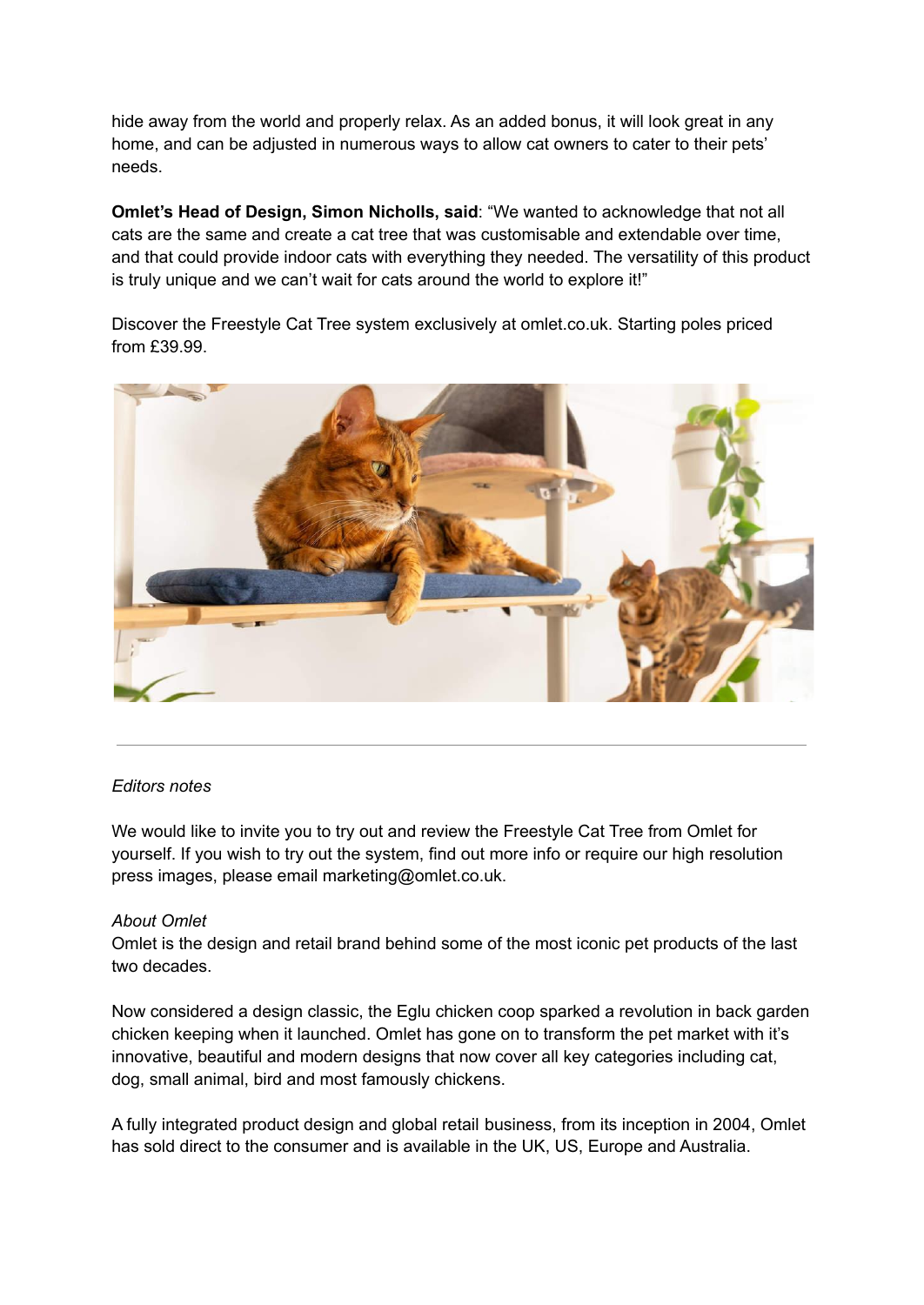hide away from the world and properly relax. As an added bonus, it will look great in any home, and can be adjusted in numerous ways to allow cat owners to cater to their pets' needs.

**Omlet's Head of Design, Simon Nicholls, said**: "We wanted to acknowledge that not all cats are the same and create a cat tree that was customisable and extendable over time, and that could provide indoor cats with everything they needed. The versatility of this product is truly unique and we can't wait for cats around the world to explore it!"

Discover the Freestyle Cat Tree system exclusively at omlet.co.uk. Starting poles priced from £39.99.

---

*Editors notes*

We would like to invite you to try out and review the Freestyle Cat Tree from Omlet for yourself. If you wish to try out the system, find out more info or require our high resolution press images, please email marketing@omlet.co.uk.

*About Omlet*

Omlet is the design and retail brand behind some of the most iconic pet products of the last two decades.

Now considered a design classic, the Eglu chicken coop sparked a revolution in back garden chicken keeping when it launched. Omlet has gone on to transform the pet market with it's innovative, beautiful and modern designs that now cover all key categories including cat, dog, small animal, bird and most famously chickens.

A fully integrated product design and global retail business, from its inception in 2004, Omlet has sold direct to the consumer and is available in the UK, US, Europe and Australia.